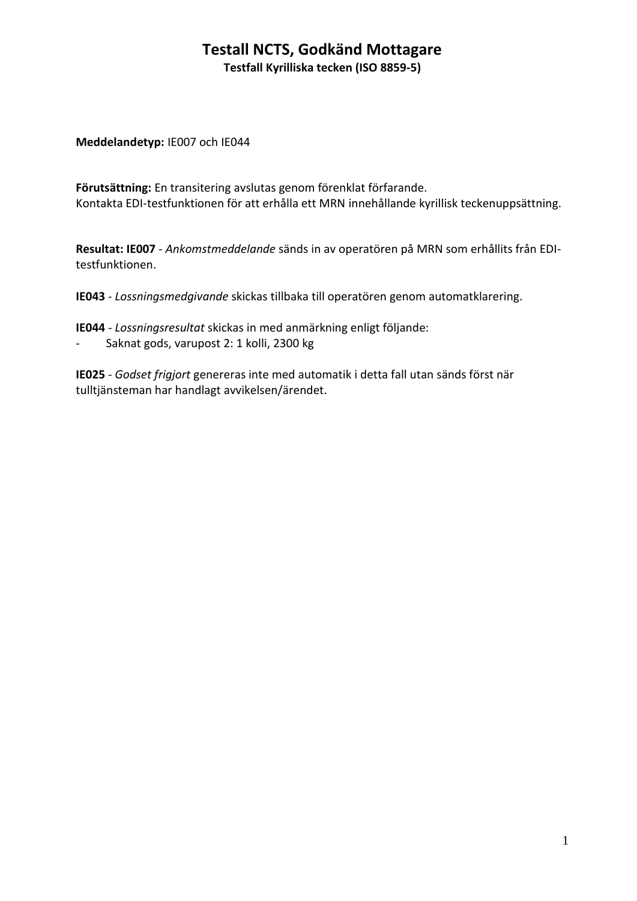# Testall NCTS, Godkänd Mottagare

**Testfall Kyrilliska tecken (ISO 8859-5)**

**Meddelandetyp:** IE007 och IE044

**Förutsättning:** En transitering avslutas genom förenklat förfarande.
Kontakta EDI-testfunktionen för att erhålla ett MRN innehållande kyrillisk teckenuppsättning.

**Resultat: IE007** - *Ankomstmeddelande* sänds in av operatören på MRN som erhållits från EDI-testfunktionen.

**IE043** - *Lossningsmedgivande* skickas tillbaka till operatören genom automatklarering.

**IE044** - *Lossningsresultat* skickas in med anmärkning enligt följande:

- Saknat gods, varupost 2: 1 kolli, 2300 kg

**IE025** - *Godset frigjort* genereras inte med automatik i detta fall utan sänds först när tulltjänsteman har handlagt avvikelsen/ärendet.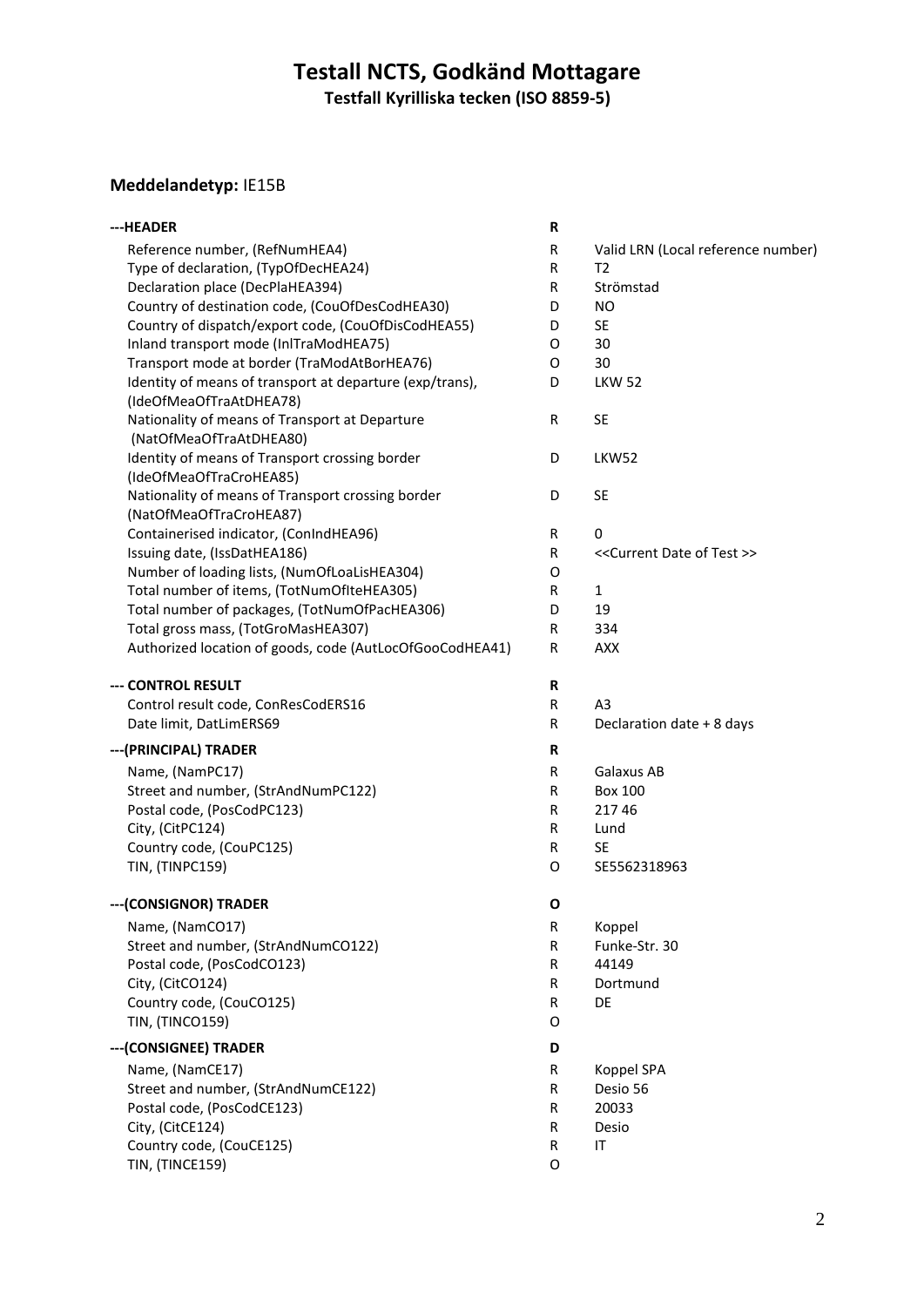# Testall NCTS, Godkänd Mottagare

**Testfall Kyrilliska tecken (ISO 8859-5)**

**Meddelandetyp:** IE15B

| | | |
|---|---|---|
| **---HEADER** | **R** | |
| Reference number, (RefNumHEA4) | R | Valid LRN (Local reference number) |
| Type of declaration, (TypOfDecHEA24) | R | T2 |
| Declaration place (DecPlaHEA394) | R | Strömstad |
| Country of destination code, (CouOfDesCodHEA30) | D | NO |
| Country of dispatch/export code, (CouOfDisCodHEA55) | D | SE |
| Inland transport mode (InlTraModHEA75) | O | 30 |
| Transport mode at border (TraModAtBorHEA76) | O | 30 |
| Identity of means of transport at departure (exp/trans), (IdeOfMeaOfTraAtDHEA78) | D | LKW 52 |
| Nationality of means of Transport at Departure (NatOfMeaOfTraAtDHEA80) | R | SE |
| Identity of means of Transport crossing border (IdeOfMeaOfTraCroHEA85) | D | LKW52 |
| Nationality of means of Transport crossing border (NatOfMeaOfTraCroHEA87) | D | SE |
| Containerised indicator, (ConIndHEA96) | R | 0 |
| Issuing date, (IssDatHEA186) | R | <<Current Date of Test >> |
| Number of loading lists, (NumOfLoaLisHEA304) | O | |
| Total number of items, (TotNumOfIteHEA305) | R | 1 |
| Total number of packages, (TotNumOfPacHEA306) | D | 19 |
| Total gross mass, (TotGroMasHEA307) | R | 334 |
| Authorized location of goods, code (AutLocOfGooCodHEA41) | R | AXX |
| **--- CONTROL RESULT** | **R** | |
| Control result code, ConResCodERS16 | R | A3 |
| Date limit, DatLimERS69 | R | Declaration date + 8 days |
| **---(PRINCIPAL) TRADER** | **R** | |
| Name, (NamPC17) | R | Galaxus AB |
| Street and number, (StrAndNumPC122) | R | Box 100 |
| Postal code, (PosCodPC123) | R | 217 46 |
| City, (CitPC124) | R | Lund |
| Country code, (CouPC125) | R | SE |
| TIN, (TINPC159) | O | SE5562318963 |
| **---(CONSIGNOR) TRADER** | **O** | |
| Name, (NamCO17) | R | Koppel |
| Street and number, (StrAndNumCO122) | R | Funke-Str. 30 |
| Postal code, (PosCodCO123) | R | 44149 |
| City, (CitCO124) | R | Dortmund |
| Country code, (CouCO125) | R | DE |
| TIN, (TINCO159) | O | |
| **---(CONSIGNEE) TRADER** | **D** | |
| Name, (NamCE17) | R | Koppel SPA |
| Street and number, (StrAndNumCE122) | R | Desio 56 |
| Postal code, (PosCodCE123) | R | 20033 |
| City, (CitCE124) | R | Desio |
| Country code, (CouCE125) | R | IT |
| TIN, (TINCE159) | O | |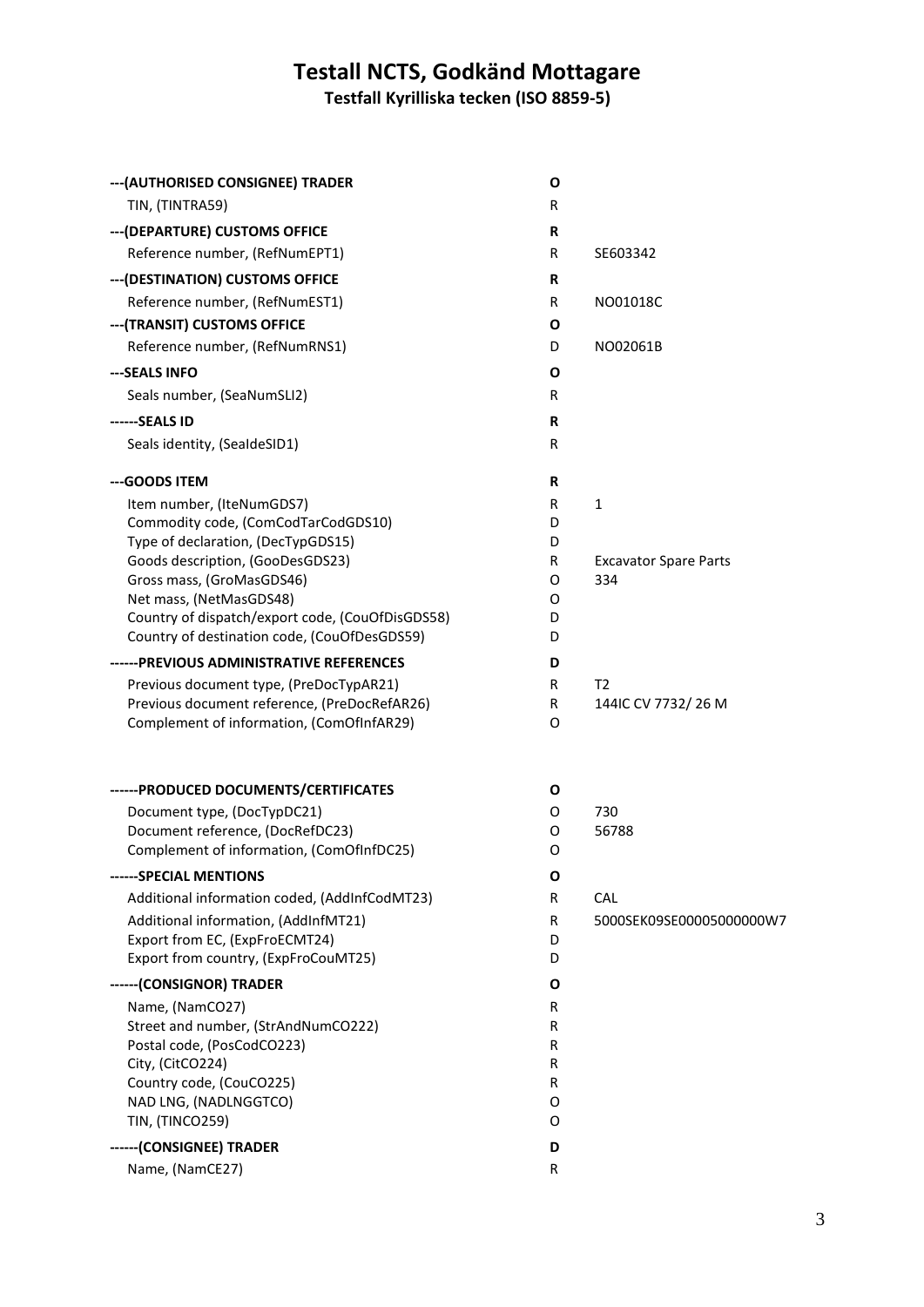# Testall NCTS, Godkänd Mottagare

**Testfall Kyrilliska tecken (ISO 8859-5)**

| | | |
|---|---|---|
| **---(AUTHORISED CONSIGNEE) TRADER** | **O** | |
| TIN, (TINTRA59) | R | |
| **---(DEPARTURE) CUSTOMS OFFICE** | **R** | |
| Reference number, (RefNumEPT1) | R | SE603342 |
| **---(DESTINATION) CUSTOMS OFFICE** | **R** | |
| Reference number, (RefNumEST1) | R | NO01018C |
| **---(TRANSIT) CUSTOMS OFFICE** | **O** | |
| Reference number, (RefNumRNS1) | D | NO02061B |
| **---SEALS INFO** | **O** | |
| Seals number, (SeaNumSLI2) | R | |
| **------SEALS ID** | **R** | |
| Seals identity, (SealdeSID1) | R | |
| **---GOODS ITEM** | **R** | |
| Item number, (IteNumGDS7) | R | 1 |
| Commodity code, (ComCodTarCodGDS10) | D | |
| Type of declaration, (DecTypGDS15) | D | |
| Goods description, (GooDesGDS23) | R | Excavator Spare Parts |
| Gross mass, (GroMasGDS46) | O | 334 |
| Net mass, (NetMasGDS48) | O | |
| Country of dispatch/export code, (CouOfDisGDS58) | D | |
| Country of destination code, (CouOfDesGDS59) | D | |
| **------PREVIOUS ADMINISTRATIVE REFERENCES** | **D** | |
| Previous document type, (PreDocTypAR21) | R | T2 |
| Previous document reference, (PreDocRefAR26) | R | 144IC CV 7732/ 26 M |
| Complement of information, (ComOfInfAR29) | O | |
| **------PRODUCED DOCUMENTS/CERTIFICATES** | **O** | |
| Document type, (DocTypDC21) | O | 730 |
| Document reference, (DocRefDC23) | O | 56788 |
| Complement of information, (ComOfInfDC25) | O | |
| **------SPECIAL MENTIONS** | **O** | |
| Additional information coded, (AddInfCodMT23) | R | CAL |
| Additional information, (AddInfMT21) | R | 5000SEK09SE00005000000W7 |
| Export from EC, (ExpFroECMT24) | D | |
| Export from country, (ExpFroCouMT25) | D | |
| **------(CONSIGNOR) TRADER** | **O** | |
| Name, (NamCO27) | R | |
| Street and number, (StrAndNumCO222) | R | |
| Postal code, (PosCodCO223) | R | |
| City, (CitCO224) | R | |
| Country code, (CouCO225) | R | |
| NAD LNG, (NADLNGGTCO) | O | |
| TIN, (TINCO259) | O | |
| **------(CONSIGNEE) TRADER** | **D** | |
| Name, (NamCE27) | R | |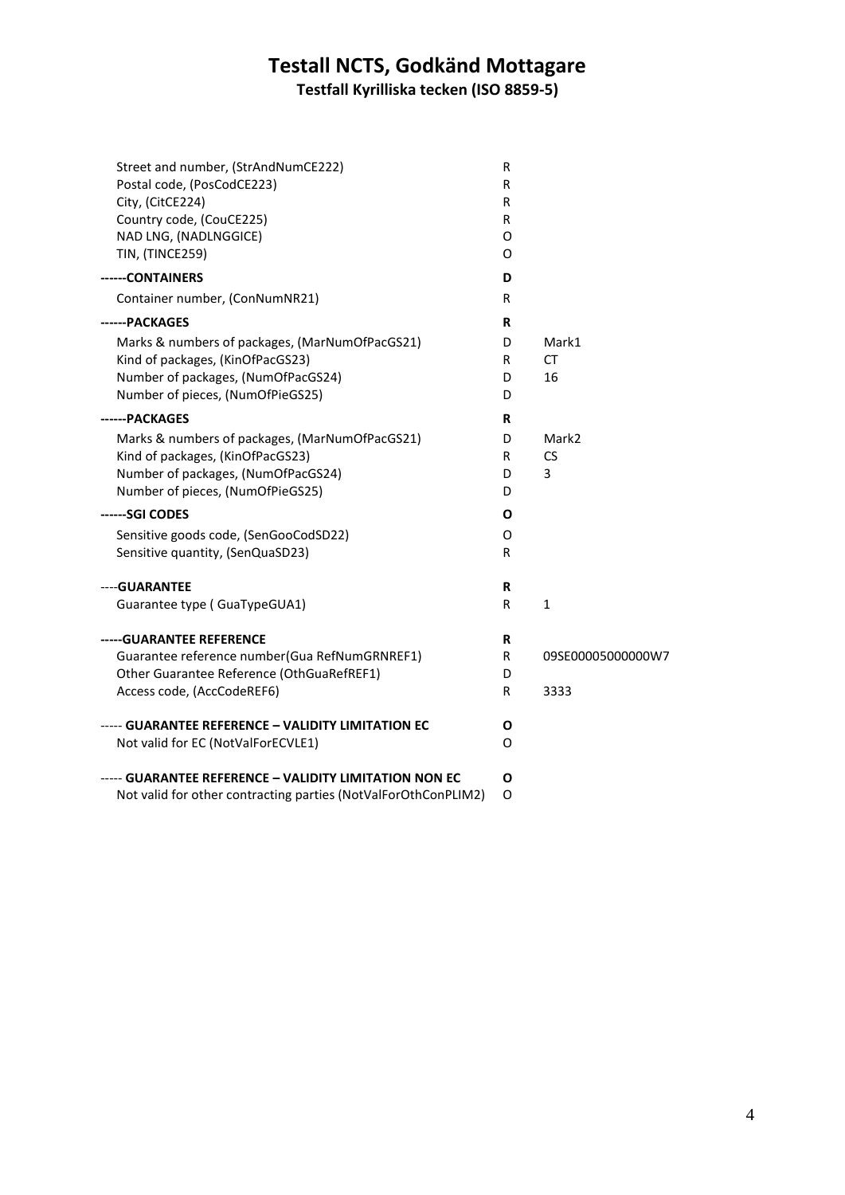# Testall NCTS, Godkänd Mottagare

**Testfall Kyrilliska tecken (ISO 8859-5)**

| | | |
|---|---|---|
| Street and number, (StrAndNumCE222) | R | |
| Postal code, (PosCodCE223) | R | |
| City, (CitCE224) | R | |
| Country code, (CouCE225) | R | |
| NAD LNG, (NADLNGGICE) | O | |
| TIN, (TINCE259) | O | |
| **------CONTAINERS** | **D** | |
| Container number, (ConNumNR21) | R | |
| **------PACKAGES** | **R** | |
| Marks & numbers of packages, (MarNumOfPacGS21) | D | Mark1 |
| Kind of packages, (KinOfPacGS23) | R | CT |
| Number of packages, (NumOfPacGS24) | D | 16 |
| Number of pieces, (NumOfPieGS25) | D | |
| **------PACKAGES** | **R** | |
| Marks & numbers of packages, (MarNumOfPacGS21) | D | Mark2 |
| Kind of packages, (KinOfPacGS23) | R | CS |
| Number of packages, (NumOfPacGS24) | D | 3 |
| Number of pieces, (NumOfPieGS25) | D | |
| **------SGI CODES** | **O** | |
| Sensitive goods code, (SenGooCodSD22) | O | |
| Sensitive quantity, (SenQuaSD23) | R | |
| ----**GUARANTEE** | **R** | |
| Guarantee type ( GuaTypeGUA1) | R | 1 |
| **-----GUARANTEE REFERENCE** | **R** | |
| Guarantee reference number(Gua RefNumGRNREF1) | R | 09SE00005000000W7 |
| Other Guarantee Reference (OthGuaRefREF1) | D | |
| Access code, (AccCodeREF6) | R | 3333 |
| ----- **GUARANTEE REFERENCE – VALIDITY LIMITATION EC** | **O** | |
| Not valid for EC (NotValForECVLE1) | O | |
| ----- **GUARANTEE REFERENCE – VALIDITY LIMITATION NON EC** | **O** | |
| Not valid for other contracting parties (NotValForOthConPLIM2) | O | |